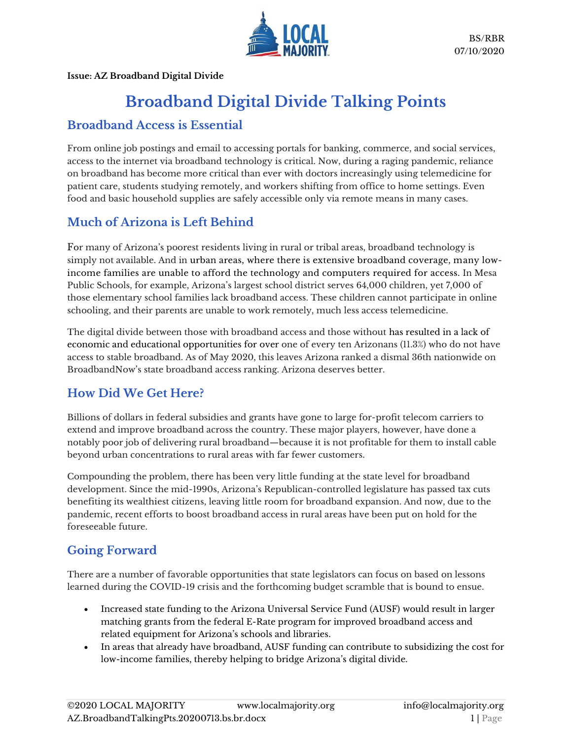BS/RBR
07/10/2020

**Issue: AZ Broadband Digital Divide**

# Broadband Digital Divide Talking Points

## Broadband Access is Essential

From online job postings and email to accessing portals for banking, commerce, and social services, access to the internet via broadband technology is critical. Now, during a raging pandemic, reliance on broadband has become more critical than ever with doctors increasingly using telemedicine for patient care, students studying remotely, and workers shifting from office to home settings. Even food and basic household supplies are safely accessible only via remote means in many cases.

## Much of Arizona is Left Behind

For many of Arizona's poorest residents living in rural or tribal areas, broadband technology is simply not available. And in urban areas, where there is extensive broadband coverage, many low-income families are unable to afford the technology and computers required for access. In Mesa Public Schools, for example, Arizona's largest school district serves 64,000 children, yet 7,000 of those elementary school families lack broadband access. These children cannot participate in online schooling, and their parents are unable to work remotely, much less access telemedicine.

The digital divide between those with broadband access and those without has resulted in a lack of economic and educational opportunities for over one of every ten Arizonans (11.3%) who do not have access to stable broadband. As of May 2020, this leaves Arizona ranked a dismal 36th nationwide on BroadbandNow's state broadband access ranking. Arizona deserves better.

## How Did We Get Here?

Billions of dollars in federal subsidies and grants have gone to large for-profit telecom carriers to extend and improve broadband across the country. These major players, however, have done a notably poor job of delivering rural broadband—because it is not profitable for them to install cable beyond urban concentrations to rural areas with far fewer customers.

Compounding the problem, there has been very little funding at the state level for broadband development. Since the mid-1990s, Arizona's Republican-controlled legislature has passed tax cuts benefiting its wealthiest citizens, leaving little room for broadband expansion. And now, due to the pandemic, recent efforts to boost broadband access in rural areas have been put on hold for the foreseeable future.

## Going Forward

There are a number of favorable opportunities that state legislators can focus on based on lessons learned during the COVID-19 crisis and the forthcoming budget scramble that is bound to ensue.

- Increased state funding to the Arizona Universal Service Fund (AUSF) would result in larger matching grants from the federal E-Rate program for improved broadband access and related equipment for Arizona's schools and libraries.
- In areas that already have broadband, AUSF funding can contribute to subsidizing the cost for low-income families, thereby helping to bridge Arizona's digital divide.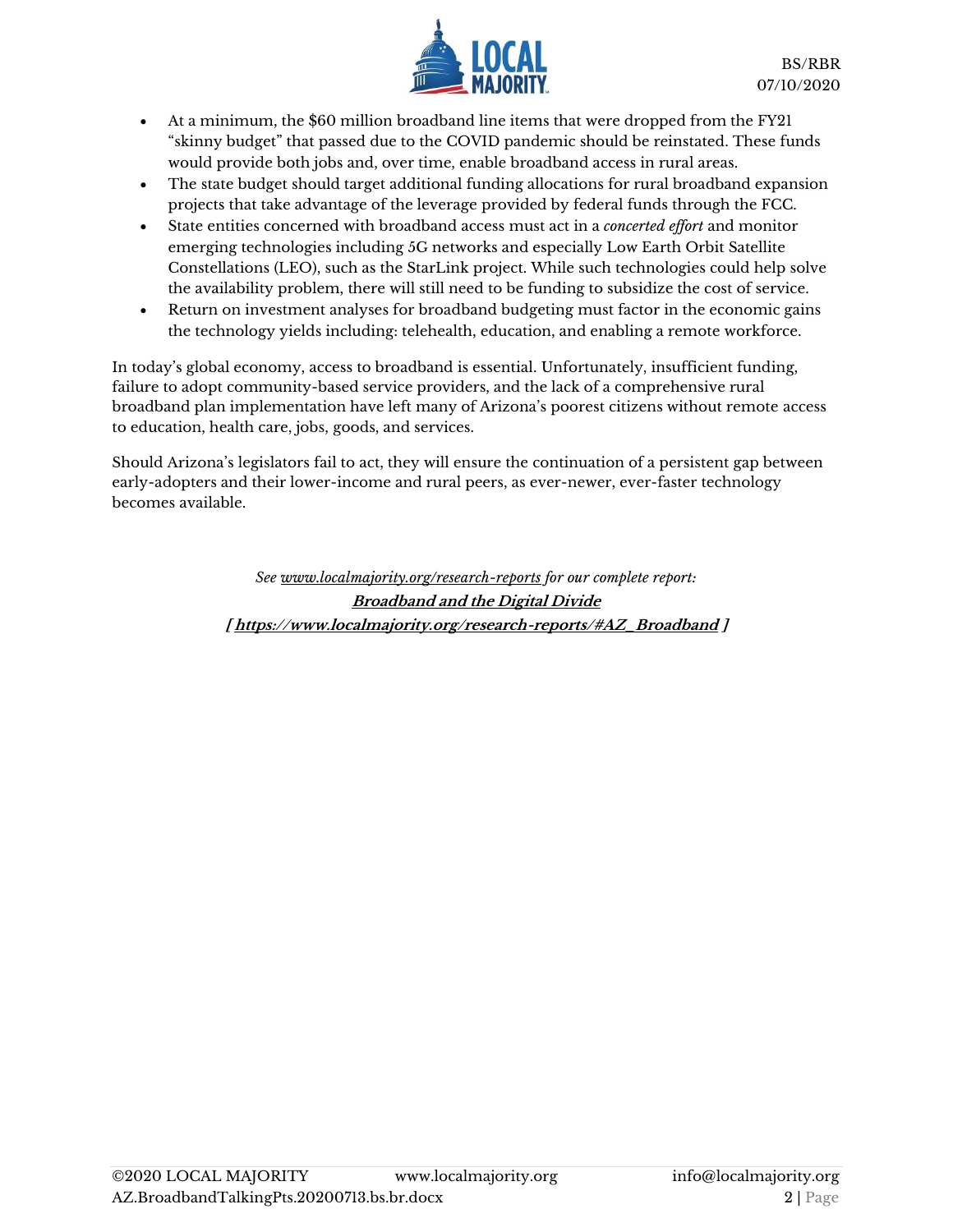- At a minimum, the $60 million broadband line items that were dropped from the FY21 "skinny budget" that passed due to the COVID pandemic should be reinstated. These funds would provide both jobs and, over time, enable broadband access in rural areas.
- The state budget should target additional funding allocations for rural broadband expansion projects that take advantage of the leverage provided by federal funds through the FCC.
- State entities concerned with broadband access must act in a *concerted effort* and monitor emerging technologies including 5G networks and especially Low Earth Orbit Satellite Constellations (LEO), such as the StarLink project. While such technologies could help solve the availability problem, there will still need to be funding to subsidize the cost of service.
- Return on investment analyses for broadband budgeting must factor in the economic gains the technology yields including: telehealth, education, and enabling a remote workforce.

In today's global economy, access to broadband is essential. Unfortunately, insufficient funding, failure to adopt community-based service providers, and the lack of a comprehensive rural broadband plan implementation have left many of Arizona's poorest citizens without remote access to education, health care, jobs, goods, and services.

Should Arizona's legislators fail to act, they will ensure the continuation of a persistent gap between early-adopters and their lower-income and rural peers, as ever-newer, ever-faster technology becomes available.

*See www.localmajority.org/research-reports for our complete report:*

***Broadband and the Digital Divide***

***[ https://www.localmajority.org/research-reports/#AZ_Broadband ]***